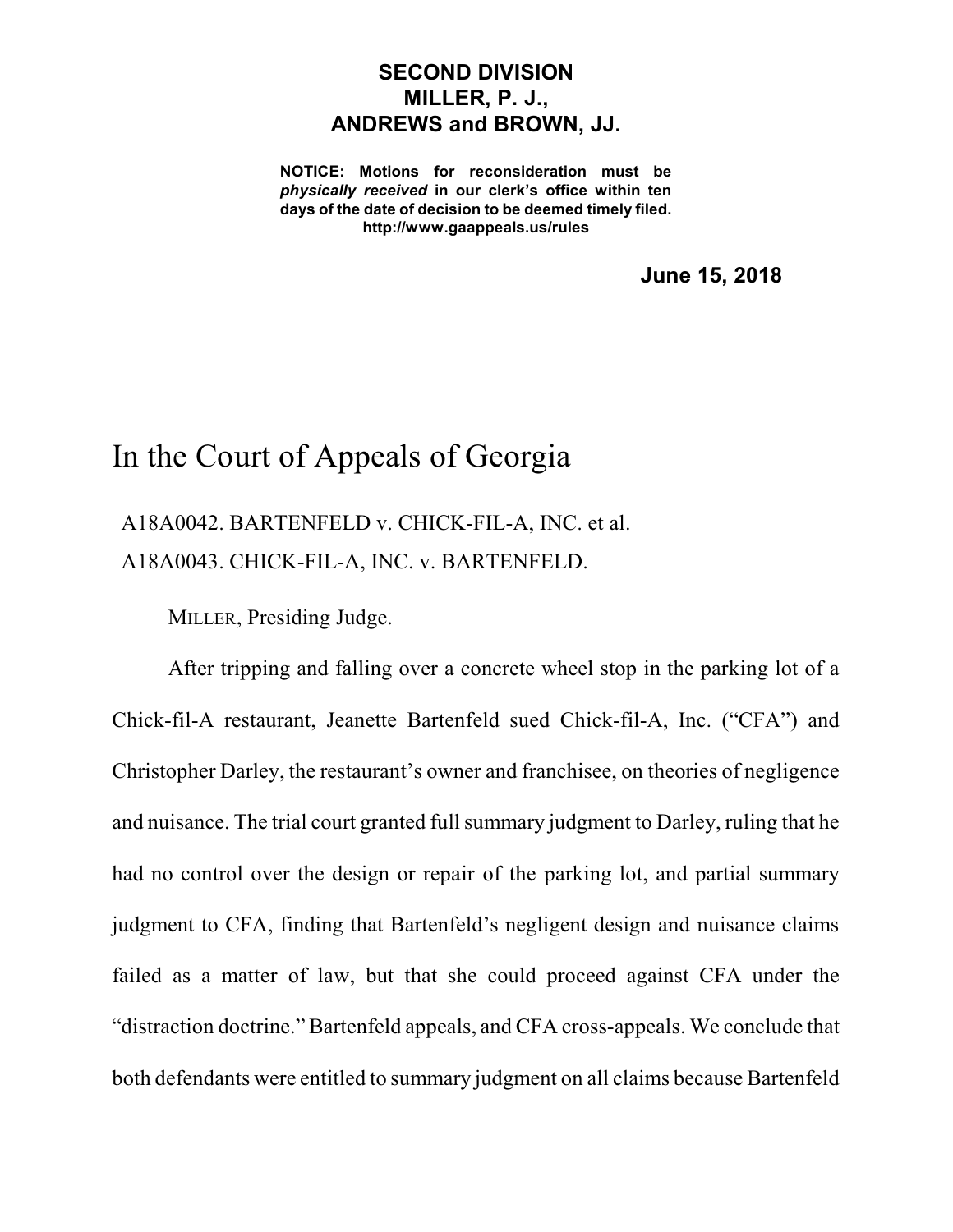**SECOND DIVISION**
**MILLER, P. J.,**
**ANDREWS and BROWN, JJ.**

**NOTICE: Motions for reconsideration must be *physically received* in our clerk's office within ten days of the date of decision to be deemed timely filed.**
**http://www.gaappeals.us/rules**

**June 15, 2018**

# In the Court of Appeals of Georgia

A18A0042. BARTENFELD v. CHICK-FIL-A, INC. et al.

A18A0043. CHICK-FIL-A, INC. v. BARTENFELD.

MILLER, Presiding Judge.

After tripping and falling over a concrete wheel stop in the parking lot of a Chick-fil-A restaurant, Jeanette Bartenfeld sued Chick-fil-A, Inc. ("CFA") and Christopher Darley, the restaurant's owner and franchisee, on theories of negligence and nuisance. The trial court granted full summary judgment to Darley, ruling that he had no control over the design or repair of the parking lot, and partial summary judgment to CFA, finding that Bartenfeld's negligent design and nuisance claims failed as a matter of law, but that she could proceed against CFA under the "distraction doctrine." Bartenfeld appeals, and CFA cross-appeals. We conclude that both defendants were entitled to summary judgment on all claims because Bartenfeld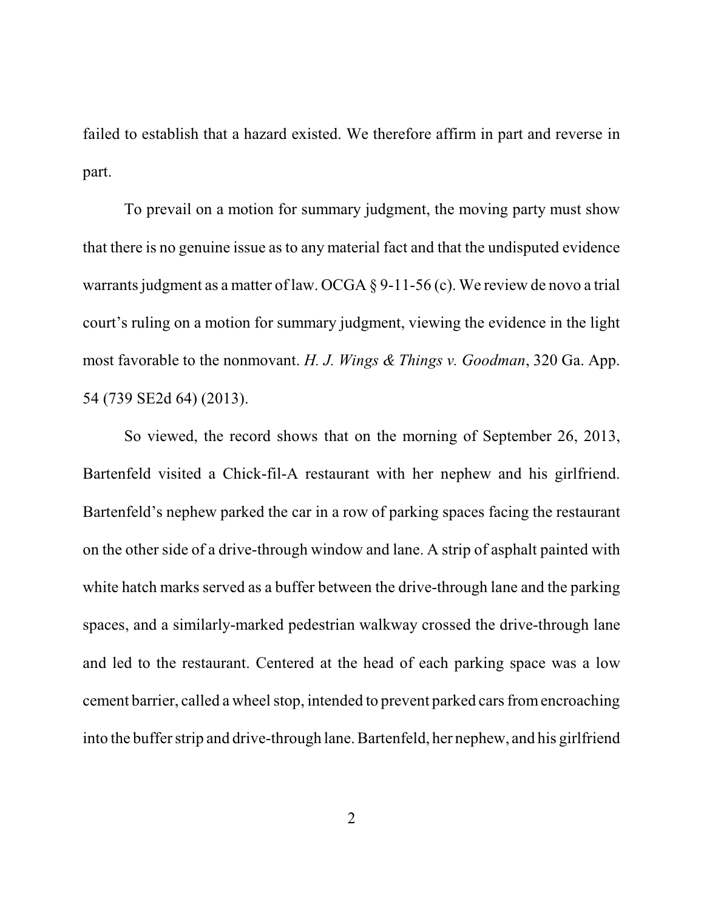failed to establish that a hazard existed. We therefore affirm in part and reverse in part.

To prevail on a motion for summary judgment, the moving party must show that there is no genuine issue as to any material fact and that the undisputed evidence warrants judgment as a matter of law. OCGA § 9-11-56 (c). We review de novo a trial court's ruling on a motion for summary judgment, viewing the evidence in the light most favorable to the nonmovant. *H. J. Wings & Things v. Goodman*, 320 Ga. App. 54 (739 SE2d 64) (2013).

So viewed, the record shows that on the morning of September 26, 2013, Bartenfeld visited a Chick-fil-A restaurant with her nephew and his girlfriend. Bartenfeld's nephew parked the car in a row of parking spaces facing the restaurant on the other side of a drive-through window and lane. A strip of asphalt painted with white hatch marks served as a buffer between the drive-through lane and the parking spaces, and a similarly-marked pedestrian walkway crossed the drive-through lane and led to the restaurant. Centered at the head of each parking space was a low cement barrier, called a wheel stop, intended to prevent parked cars from encroaching into the buffer strip and drive-through lane. Bartenfeld, her nephew, and his girlfriend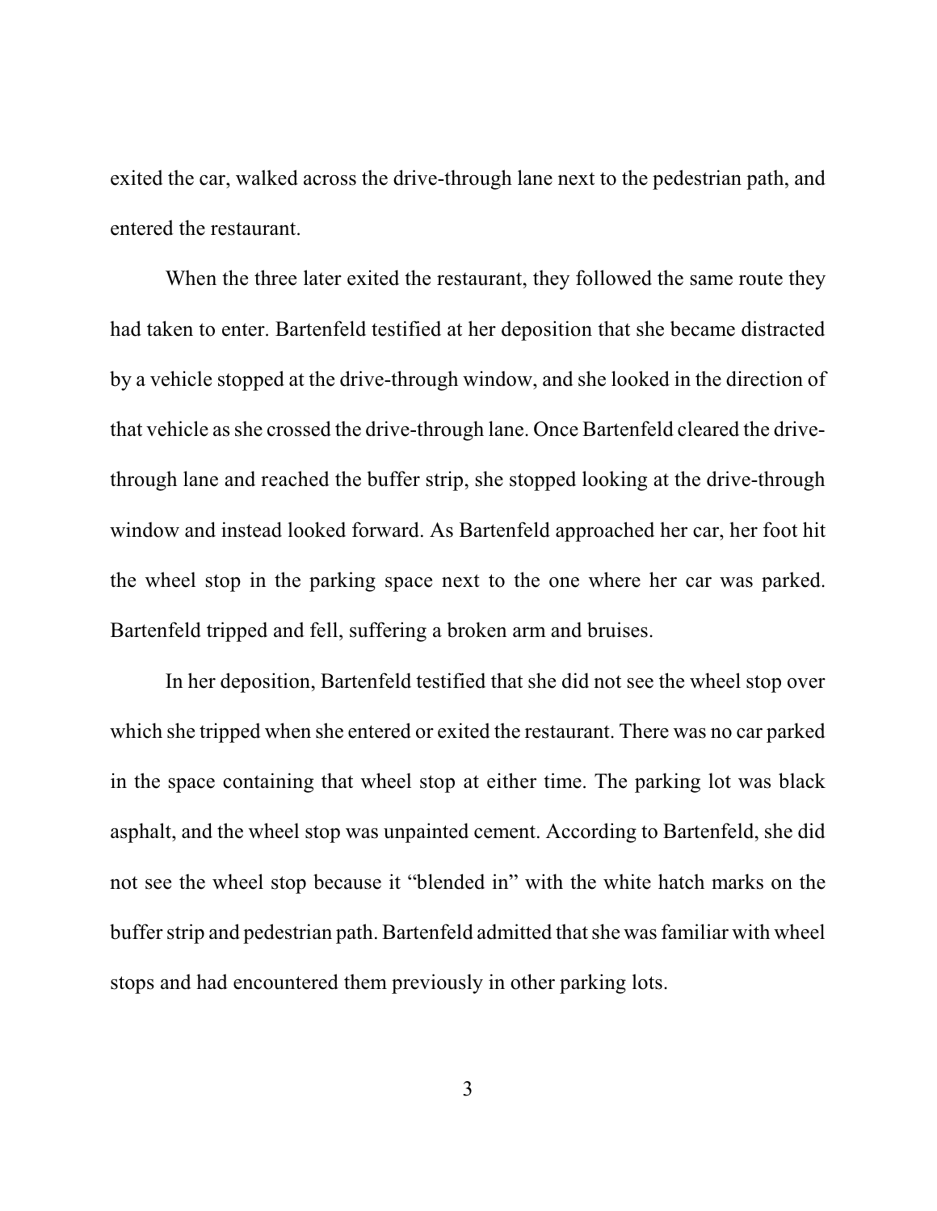exited the car, walked across the drive-through lane next to the pedestrian path, and entered the restaurant.

When the three later exited the restaurant, they followed the same route they had taken to enter. Bartenfeld testified at her deposition that she became distracted by a vehicle stopped at the drive-through window, and she looked in the direction of that vehicle as she crossed the drive-through lane. Once Bartenfeld cleared the drive-through lane and reached the buffer strip, she stopped looking at the drive-through window and instead looked forward. As Bartenfeld approached her car, her foot hit the wheel stop in the parking space next to the one where her car was parked. Bartenfeld tripped and fell, suffering a broken arm and bruises.

In her deposition, Bartenfeld testified that she did not see the wheel stop over which she tripped when she entered or exited the restaurant. There was no car parked in the space containing that wheel stop at either time. The parking lot was black asphalt, and the wheel stop was unpainted cement. According to Bartenfeld, she did not see the wheel stop because it "blended in" with the white hatch marks on the buffer strip and pedestrian path. Bartenfeld admitted that she was familiar with wheel stops and had encountered them previously in other parking lots.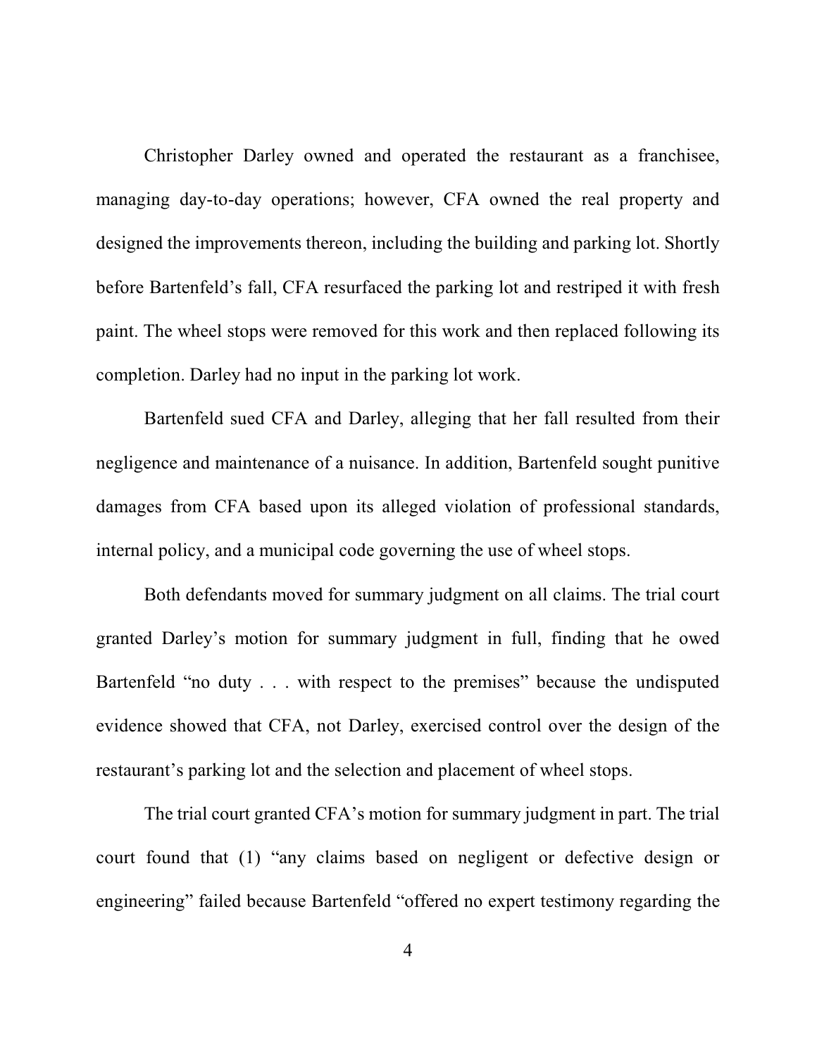Christopher Darley owned and operated the restaurant as a franchisee, managing day-to-day operations; however, CFA owned the real property and designed the improvements thereon, including the building and parking lot. Shortly before Bartenfeld's fall, CFA resurfaced the parking lot and restriped it with fresh paint. The wheel stops were removed for this work and then replaced following its completion. Darley had no input in the parking lot work.

Bartenfeld sued CFA and Darley, alleging that her fall resulted from their negligence and maintenance of a nuisance. In addition, Bartenfeld sought punitive damages from CFA based upon its alleged violation of professional standards, internal policy, and a municipal code governing the use of wheel stops.

Both defendants moved for summary judgment on all claims. The trial court granted Darley's motion for summary judgment in full, finding that he owed Bartenfeld "no duty . . . with respect to the premises" because the undisputed evidence showed that CFA, not Darley, exercised control over the design of the restaurant's parking lot and the selection and placement of wheel stops.

The trial court granted CFA's motion for summary judgment in part. The trial court found that (1) "any claims based on negligent or defective design or engineering" failed because Bartenfeld "offered no expert testimony regarding the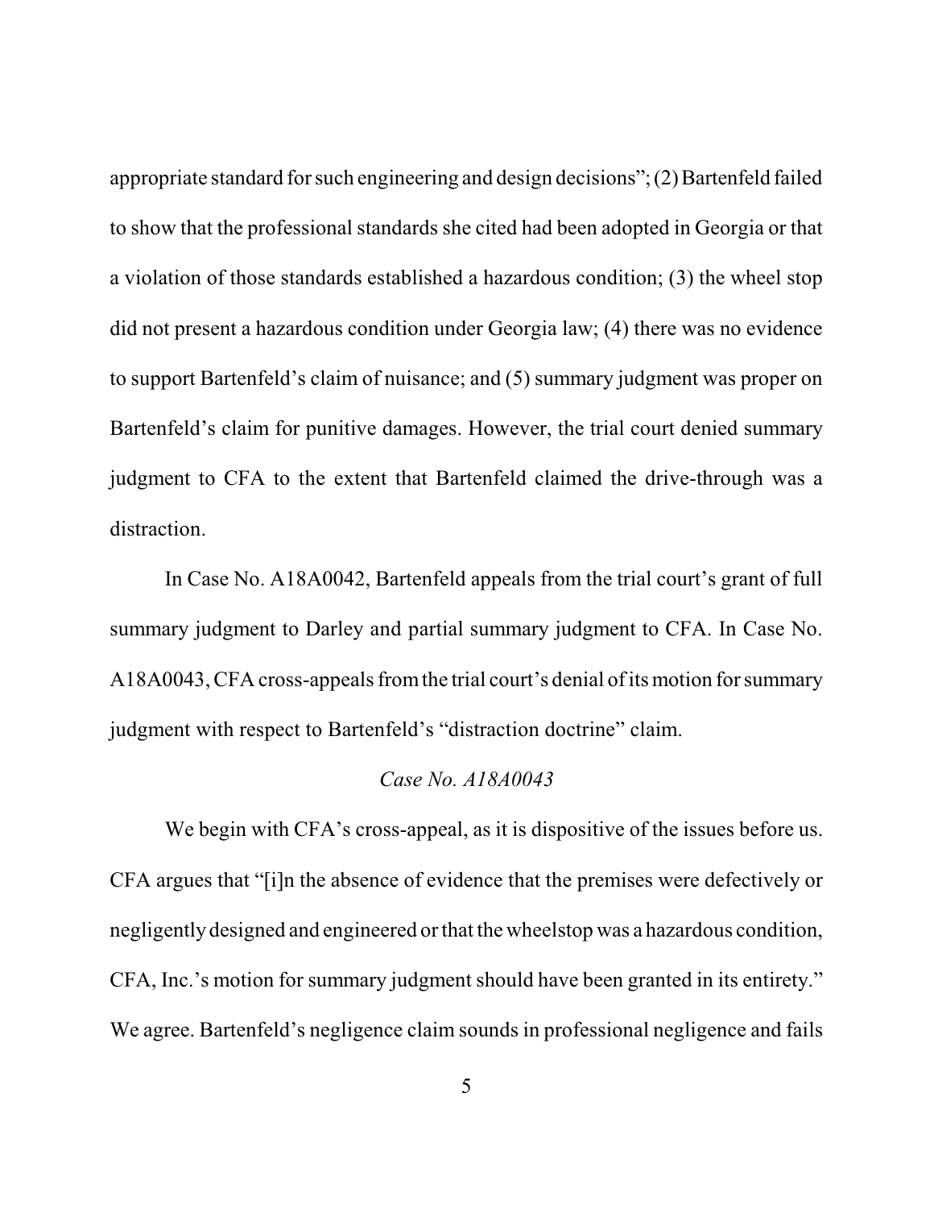appropriate standard for such engineering and design decisions"; (2) Bartenfeld failed to show that the professional standards she cited had been adopted in Georgia or that a violation of those standards established a hazardous condition; (3) the wheel stop did not present a hazardous condition under Georgia law; (4) there was no evidence to support Bartenfeld's claim of nuisance; and (5) summary judgment was proper on Bartenfeld's claim for punitive damages. However, the trial court denied summary judgment to CFA to the extent that Bartenfeld claimed the drive-through was a distraction.

In Case No. A18A0042, Bartenfeld appeals from the trial court's grant of full summary judgment to Darley and partial summary judgment to CFA. In Case No. A18A0043, CFA cross-appeals from the trial court's denial of its motion for summary judgment with respect to Bartenfeld's "distraction doctrine" claim.

*Case No. A18A0043*

We begin with CFA's cross-appeal, as it is dispositive of the issues before us. CFA argues that "[i]n the absence of evidence that the premises were defectively or negligently designed and engineered or that the wheelstop was a hazardous condition, CFA, Inc.'s motion for summary judgment should have been granted in its entirety." We agree. Bartenfeld's negligence claim sounds in professional negligence and fails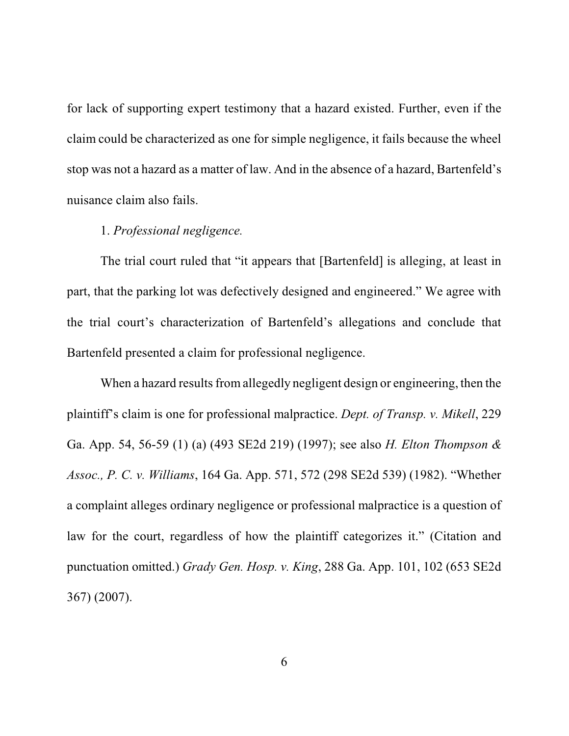for lack of supporting expert testimony that a hazard existed. Further, even if the claim could be characterized as one for simple negligence, it fails because the wheel stop was not a hazard as a matter of law. And in the absence of a hazard, Bartenfeld's nuisance claim also fails.

1. *Professional negligence.*

The trial court ruled that "it appears that [Bartenfeld] is alleging, at least in part, that the parking lot was defectively designed and engineered." We agree with the trial court's characterization of Bartenfeld's allegations and conclude that Bartenfeld presented a claim for professional negligence.

When a hazard results from allegedly negligent design or engineering, then the plaintiff's claim is one for professional malpractice. *Dept. of Transp. v. Mikell*, 229 Ga. App. 54, 56-59 (1) (a) (493 SE2d 219) (1997); see also *H. Elton Thompson & Assoc., P. C. v. Williams*, 164 Ga. App. 571, 572 (298 SE2d 539) (1982). "Whether a complaint alleges ordinary negligence or professional malpractice is a question of law for the court, regardless of how the plaintiff categorizes it." (Citation and punctuation omitted.) *Grady Gen. Hosp. v. King*, 288 Ga. App. 101, 102 (653 SE2d 367) (2007).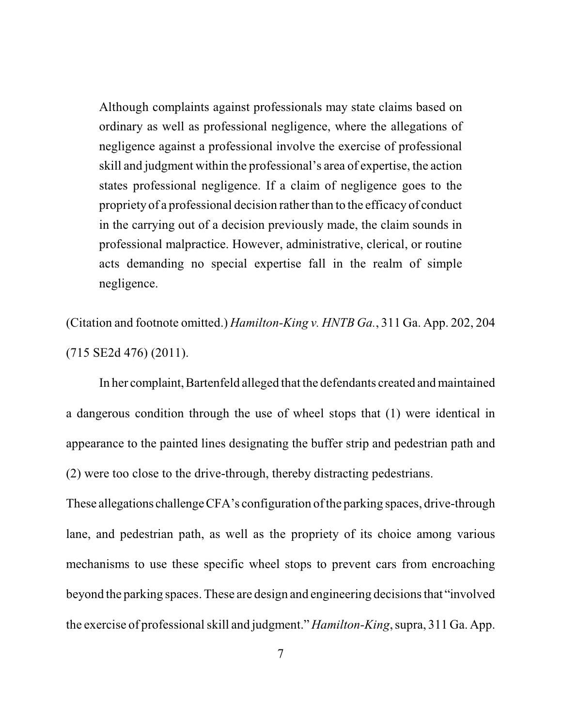> Although complaints against professionals may state claims based on ordinary as well as professional negligence, where the allegations of negligence against a professional involve the exercise of professional skill and judgment within the professional's area of expertise, the action states professional negligence. If a claim of negligence goes to the propriety of a professional decision rather than to the efficacy of conduct in the carrying out of a decision previously made, the claim sounds in professional malpractice. However, administrative, clerical, or routine acts demanding no special expertise fall in the realm of simple negligence.

(Citation and footnote omitted.) *Hamilton-King v. HNTB Ga.*, 311 Ga. App. 202, 204 (715 SE2d 476) (2011).

In her complaint, Bartenfeld alleged that the defendants created and maintained a dangerous condition through the use of wheel stops that (1) were identical in appearance to the painted lines designating the buffer strip and pedestrian path and (2) were too close to the drive-through, thereby distracting pedestrians.

These allegations challenge CFA's configuration of the parking spaces, drive-through lane, and pedestrian path, as well as the propriety of its choice among various mechanisms to use these specific wheel stops to prevent cars from encroaching beyond the parking spaces. These are design and engineering decisions that "involved the exercise of professional skill and judgment." *Hamilton-King*, supra, 311 Ga. App.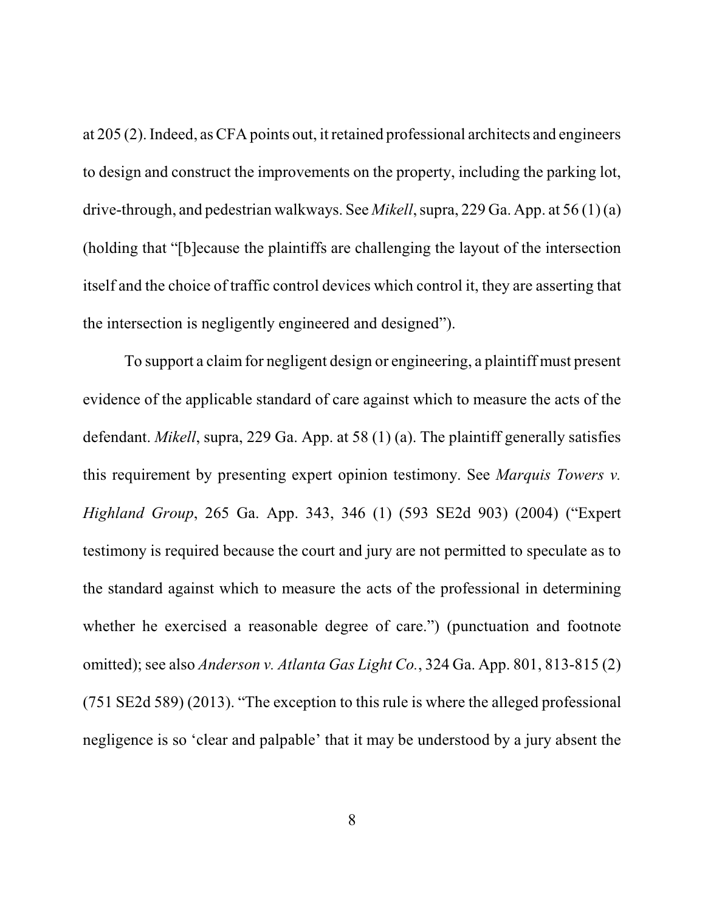at 205 (2). Indeed, as CFA points out, it retained professional architects and engineers to design and construct the improvements on the property, including the parking lot, drive-through, and pedestrian walkways. See *Mikell*, supra, 229 Ga. App. at 56 (1) (a) (holding that "[b]ecause the plaintiffs are challenging the layout of the intersection itself and the choice of traffic control devices which control it, they are asserting that the intersection is negligently engineered and designed").

To support a claim for negligent design or engineering, a plaintiff must present evidence of the applicable standard of care against which to measure the acts of the defendant. *Mikell*, supra, 229 Ga. App. at 58 (1) (a). The plaintiff generally satisfies this requirement by presenting expert opinion testimony. See *Marquis Towers v. Highland Group*, 265 Ga. App. 343, 346 (1) (593 SE2d 903) (2004) ("Expert testimony is required because the court and jury are not permitted to speculate as to the standard against which to measure the acts of the professional in determining whether he exercised a reasonable degree of care.") (punctuation and footnote omitted); see also *Anderson v. Atlanta Gas Light Co.*, 324 Ga. App. 801, 813-815 (2) (751 SE2d 589) (2013). "The exception to this rule is where the alleged professional negligence is so 'clear and palpable' that it may be understood by a jury absent the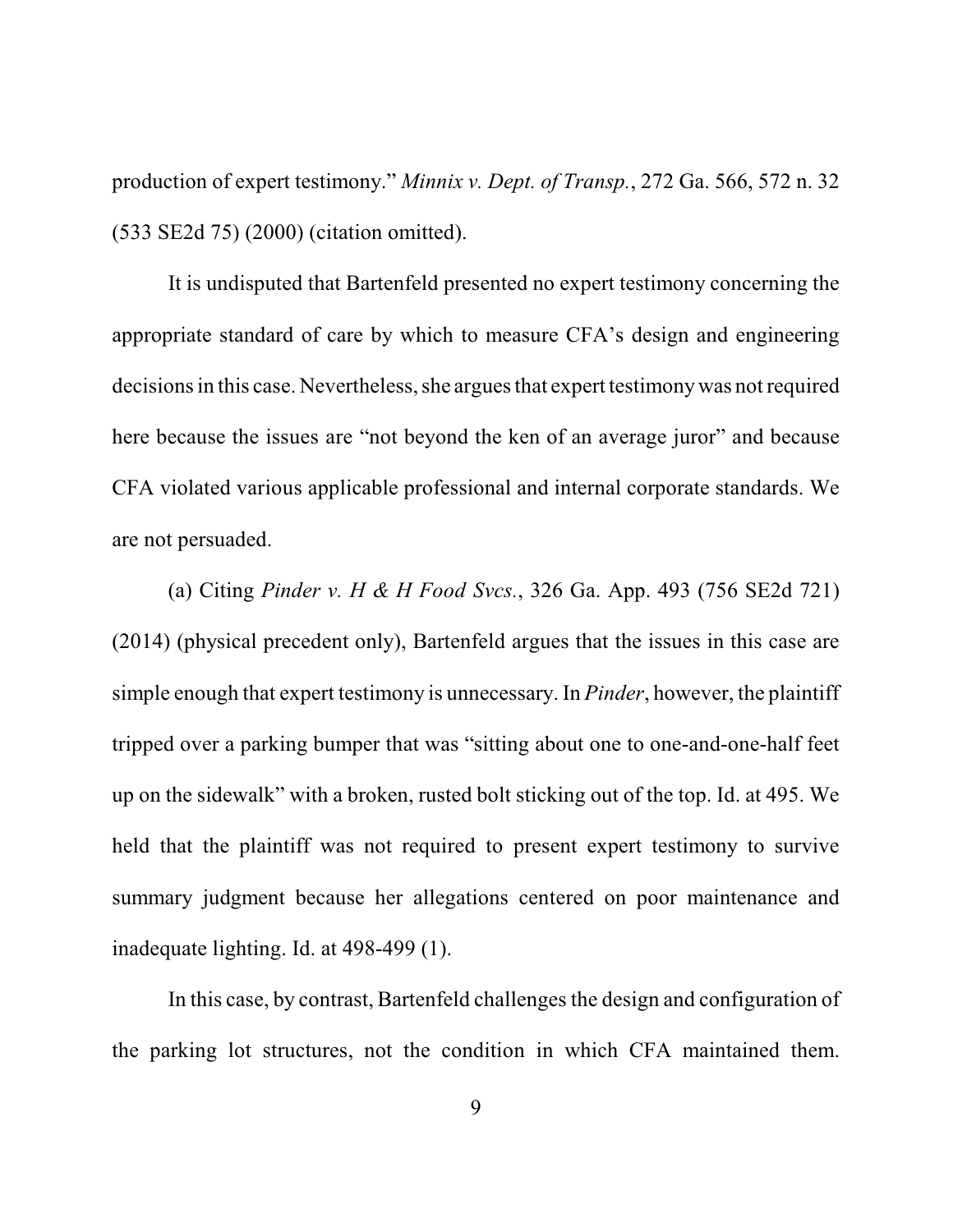production of expert testimony." *Minnix v. Dept. of Transp.*, 272 Ga. 566, 572 n. 32 (533 SE2d 75) (2000) (citation omitted).

It is undisputed that Bartenfeld presented no expert testimony concerning the appropriate standard of care by which to measure CFA's design and engineering decisions in this case. Nevertheless, she argues that expert testimony was not required here because the issues are "not beyond the ken of an average juror" and because CFA violated various applicable professional and internal corporate standards. We are not persuaded.

(a) Citing *Pinder v. H & H Food Svcs.*, 326 Ga. App. 493 (756 SE2d 721) (2014) (physical precedent only), Bartenfeld argues that the issues in this case are simple enough that expert testimony is unnecessary. In *Pinder*, however, the plaintiff tripped over a parking bumper that was "sitting about one to one-and-one-half feet up on the sidewalk" with a broken, rusted bolt sticking out of the top. Id. at 495. We held that the plaintiff was not required to present expert testimony to survive summary judgment because her allegations centered on poor maintenance and inadequate lighting. Id. at 498-499 (1).

In this case, by contrast, Bartenfeld challenges the design and configuration of the parking lot structures, not the condition in which CFA maintained them.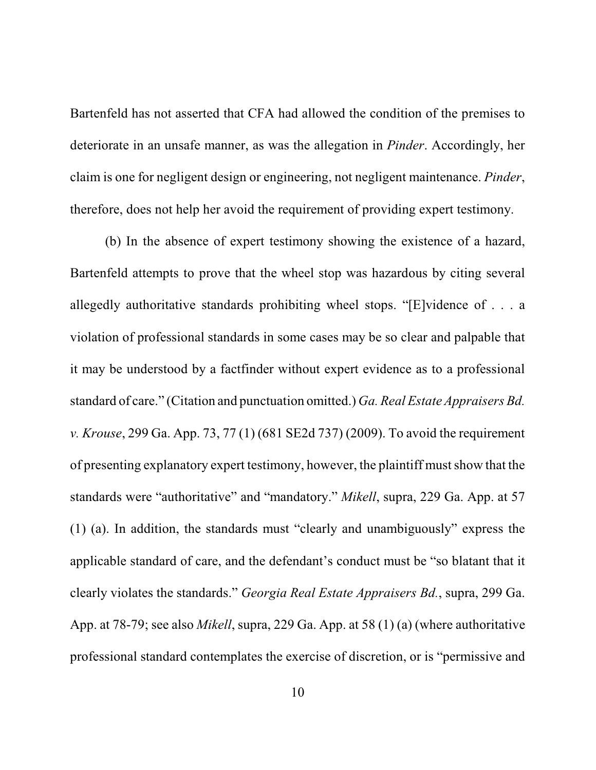Bartenfeld has not asserted that CFA had allowed the condition of the premises to deteriorate in an unsafe manner, as was the allegation in *Pinder*. Accordingly, her claim is one for negligent design or engineering, not negligent maintenance. *Pinder*, therefore, does not help her avoid the requirement of providing expert testimony.

(b) In the absence of expert testimony showing the existence of a hazard, Bartenfeld attempts to prove that the wheel stop was hazardous by citing several allegedly authoritative standards prohibiting wheel stops. "[E]vidence of . . . a violation of professional standards in some cases may be so clear and palpable that it may be understood by a factfinder without expert evidence as to a professional standard of care." (Citation and punctuation omitted.) *Ga. Real Estate Appraisers Bd. v. Krouse*, 299 Ga. App. 73, 77 (1) (681 SE2d 737) (2009). To avoid the requirement of presenting explanatory expert testimony, however, the plaintiff must show that the standards were "authoritative" and "mandatory." *Mikell*, supra, 229 Ga. App. at 57 (1) (a). In addition, the standards must "clearly and unambiguously" express the applicable standard of care, and the defendant's conduct must be "so blatant that it clearly violates the standards." *Georgia Real Estate Appraisers Bd.*, supra, 299 Ga. App. at 78-79; see also *Mikell*, supra, 229 Ga. App. at 58 (1) (a) (where authoritative professional standard contemplates the exercise of discretion, or is "permissive and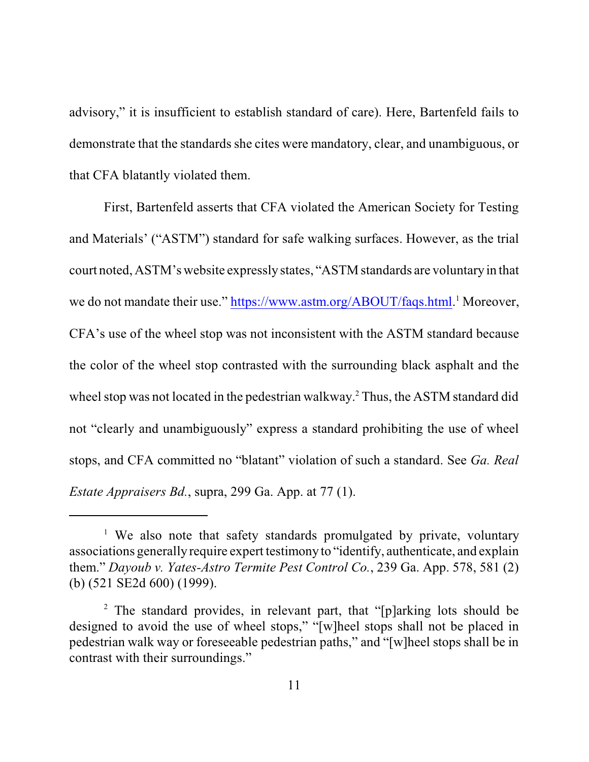advisory," it is insufficient to establish standard of care). Here, Bartenfeld fails to demonstrate that the standards she cites were mandatory, clear, and unambiguous, or that CFA blatantly violated them.

First, Bartenfeld asserts that CFA violated the American Society for Testing and Materials' ("ASTM") standard for safe walking surfaces. However, as the trial court noted, ASTM's website expressly states, "ASTM standards are voluntary in that we do not mandate their use." https://www.astm.org/ABOUT/faqs.html.[1] Moreover, CFA's use of the wheel stop was not inconsistent with the ASTM standard because the color of the wheel stop contrasted with the surrounding black asphalt and the wheel stop was not located in the pedestrian walkway.[2] Thus, the ASTM standard did not "clearly and unambiguously" express a standard prohibiting the use of wheel stops, and CFA committed no "blatant" violation of such a standard. See *Ga. Real Estate Appraisers Bd.*, supra, 299 Ga. App. at 77 (1).

---

[1] We also note that safety standards promulgated by private, voluntary associations generally require expert testimony to "identify, authenticate, and explain them." *Dayoub v. Yates-Astro Termite Pest Control Co.*, 239 Ga. App. 578, 581 (2) (b) (521 SE2d 600) (1999).

[2] The standard provides, in relevant part, that "[p]arking lots should be designed to avoid the use of wheel stops," "[w]heel stops shall not be placed in pedestrian walk way or foreseeable pedestrian paths," and "[w]heel stops shall be in contrast with their surroundings."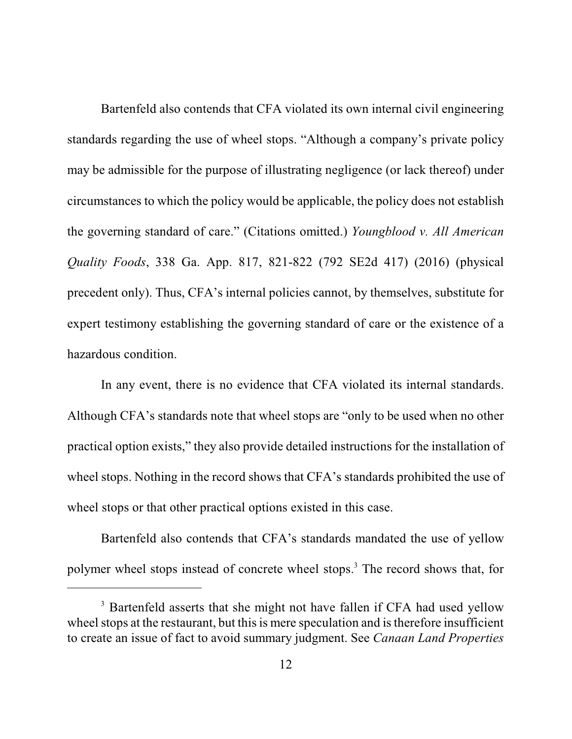Bartenfeld also contends that CFA violated its own internal civil engineering standards regarding the use of wheel stops. "Although a company's private policy may be admissible for the purpose of illustrating negligence (or lack thereof) under circumstances to which the policy would be applicable, the policy does not establish the governing standard of care." (Citations omitted.) *Youngblood v. All American Quality Foods*, 338 Ga. App. 817, 821-822 (792 SE2d 417) (2016) (physical precedent only). Thus, CFA's internal policies cannot, by themselves, substitute for expert testimony establishing the governing standard of care or the existence of a hazardous condition.

In any event, there is no evidence that CFA violated its internal standards. Although CFA's standards note that wheel stops are "only to be used when no other practical option exists," they also provide detailed instructions for the installation of wheel stops. Nothing in the record shows that CFA's standards prohibited the use of wheel stops or that other practical options existed in this case.

Bartenfeld also contends that CFA's standards mandated the use of yellow polymer wheel stops instead of concrete wheel stops.[3] The record shows that, for

---

[3] Bartenfeld asserts that she might not have fallen if CFA had used yellow wheel stops at the restaurant, but this is mere speculation and is therefore insufficient to create an issue of fact to avoid summary judgment. See *Canaan Land Properties*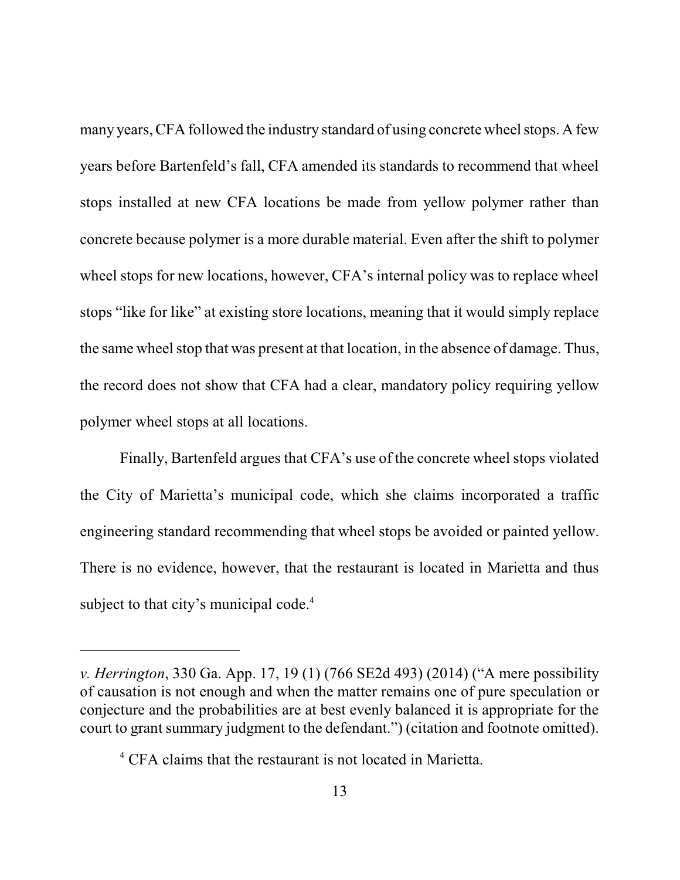many years, CFA followed the industry standard of using concrete wheel stops. A few years before Bartenfeld's fall, CFA amended its standards to recommend that wheel stops installed at new CFA locations be made from yellow polymer rather than concrete because polymer is a more durable material. Even after the shift to polymer wheel stops for new locations, however, CFA's internal policy was to replace wheel stops "like for like" at existing store locations, meaning that it would simply replace the same wheel stop that was present at that location, in the absence of damage. Thus, the record does not show that CFA had a clear, mandatory policy requiring yellow polymer wheel stops at all locations.

Finally, Bartenfeld argues that CFA's use of the concrete wheel stops violated the City of Marietta's municipal code, which she claims incorporated a traffic engineering standard recommending that wheel stops be avoided or painted yellow. There is no evidence, however, that the restaurant is located in Marietta and thus subject to that city's municipal code.[4]

---

*v. Herrington*, 330 Ga. App. 17, 19 (1) (766 SE2d 493) (2014) ("A mere possibility of causation is not enough and when the matter remains one of pure speculation or conjecture and the probabilities are at best evenly balanced it is appropriate for the court to grant summary judgment to the defendant.") (citation and footnote omitted).

[4] CFA claims that the restaurant is not located in Marietta.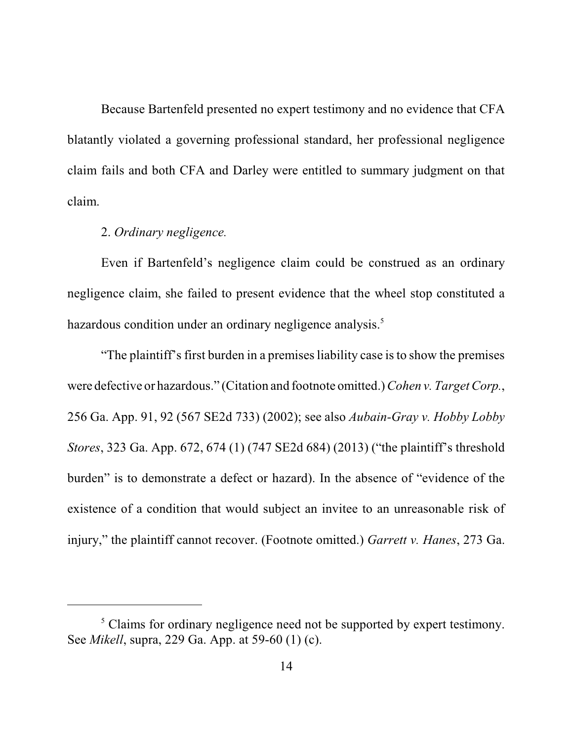Because Bartenfeld presented no expert testimony and no evidence that CFA blatantly violated a governing professional standard, her professional negligence claim fails and both CFA and Darley were entitled to summary judgment on that claim.

2. *Ordinary negligence.*

Even if Bartenfeld's negligence claim could be construed as an ordinary negligence claim, she failed to present evidence that the wheel stop constituted a hazardous condition under an ordinary negligence analysis.[5]

"The plaintiff's first burden in a premises liability case is to show the premises were defective or hazardous." (Citation and footnote omitted.) *Cohen v. Target Corp.*, 256 Ga. App. 91, 92 (567 SE2d 733) (2002); see also *Aubain-Gray v. Hobby Lobby Stores*, 323 Ga. App. 672, 674 (1) (747 SE2d 684) (2013) ("the plaintiff's threshold burden" is to demonstrate a defect or hazard). In the absence of "evidence of the existence of a condition that would subject an invitee to an unreasonable risk of injury," the plaintiff cannot recover. (Footnote omitted.) *Garrett v. Hanes*, 273 Ga.

---

[5] Claims for ordinary negligence need not be supported by expert testimony. See *Mikell*, supra, 229 Ga. App. at 59-60 (1) (c).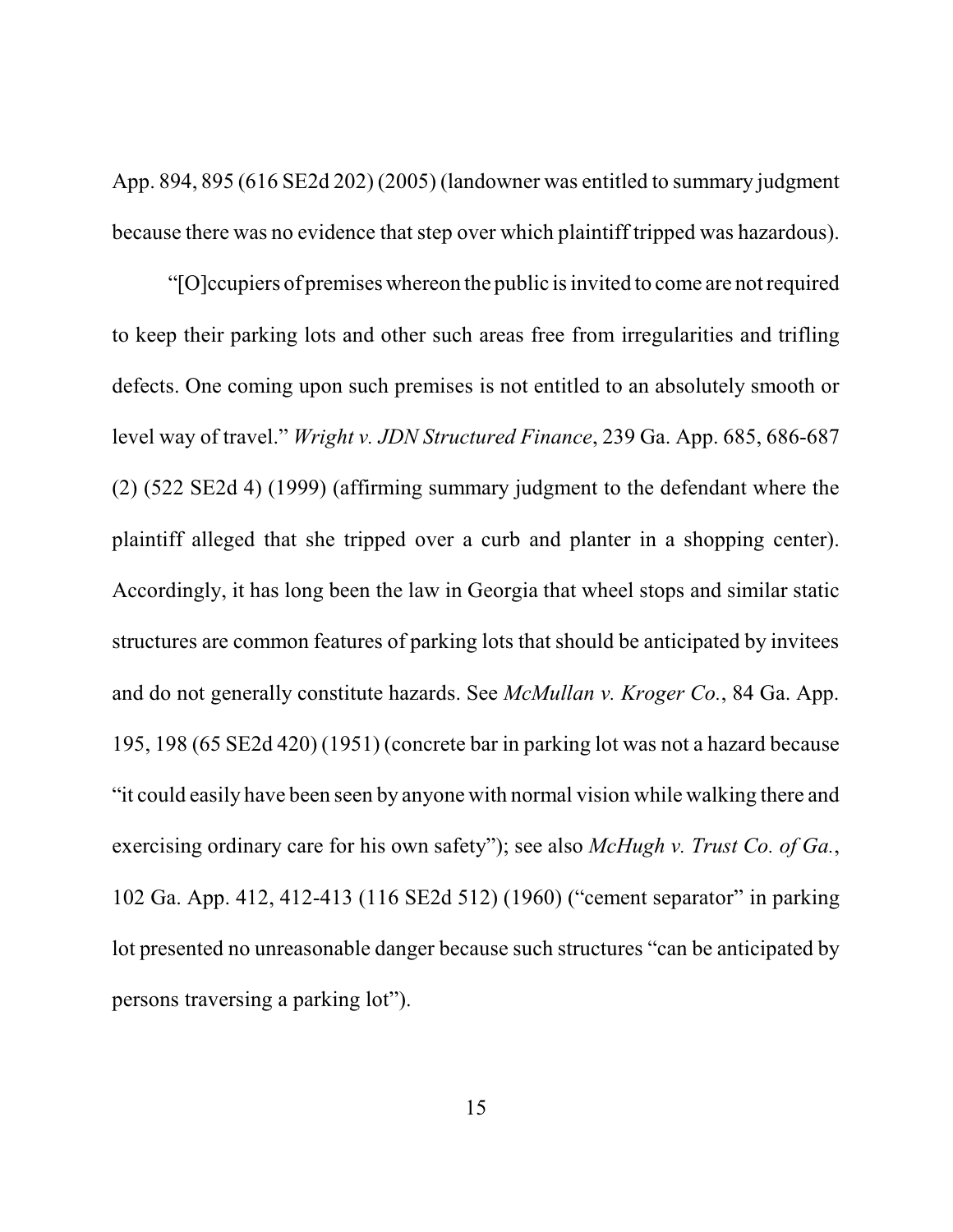App. 894, 895 (616 SE2d 202) (2005) (landowner was entitled to summary judgment because there was no evidence that step over which plaintiff tripped was hazardous).

"[O]ccupiers of premises whereon the public is invited to come are not required to keep their parking lots and other such areas free from irregularities and trifling defects. One coming upon such premises is not entitled to an absolutely smooth or level way of travel." *Wright v. JDN Structured Finance*, 239 Ga. App. 685, 686-687 (2) (522 SE2d 4) (1999) (affirming summary judgment to the defendant where the plaintiff alleged that she tripped over a curb and planter in a shopping center). Accordingly, it has long been the law in Georgia that wheel stops and similar static structures are common features of parking lots that should be anticipated by invitees and do not generally constitute hazards. See *McMullan v. Kroger Co.*, 84 Ga. App. 195, 198 (65 SE2d 420) (1951) (concrete bar in parking lot was not a hazard because "it could easily have been seen by anyone with normal vision while walking there and exercising ordinary care for his own safety"); see also *McHugh v. Trust Co. of Ga.*, 102 Ga. App. 412, 412-413 (116 SE2d 512) (1960) ("cement separator" in parking lot presented no unreasonable danger because such structures "can be anticipated by persons traversing a parking lot").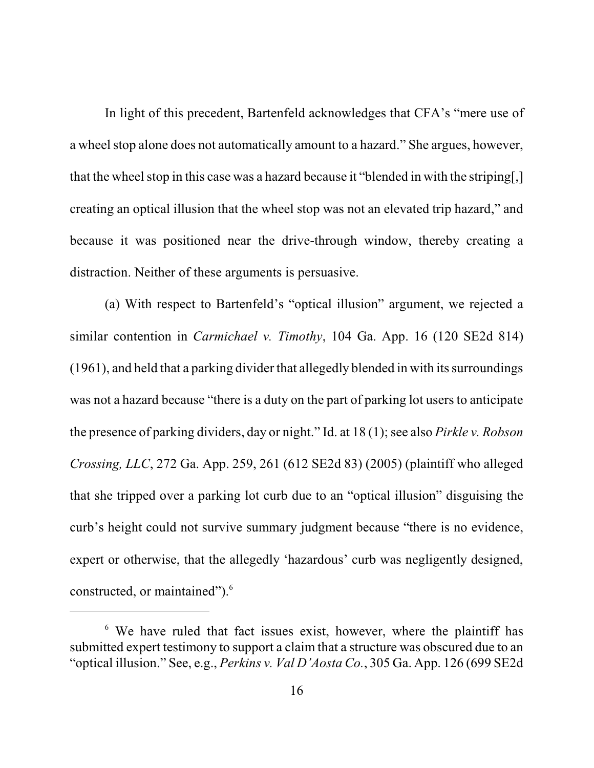In light of this precedent, Bartenfeld acknowledges that CFA's "mere use of a wheel stop alone does not automatically amount to a hazard." She argues, however, that the wheel stop in this case was a hazard because it "blended in with the striping[,] creating an optical illusion that the wheel stop was not an elevated trip hazard," and because it was positioned near the drive-through window, thereby creating a distraction. Neither of these arguments is persuasive.

(a) With respect to Bartenfeld's "optical illusion" argument, we rejected a similar contention in *Carmichael v. Timothy*, 104 Ga. App. 16 (120 SE2d 814) (1961), and held that a parking divider that allegedly blended in with its surroundings was not a hazard because "there is a duty on the part of parking lot users to anticipate the presence of parking dividers, day or night." Id. at 18 (1); see also *Pirkle v. Robson Crossing, LLC*, 272 Ga. App. 259, 261 (612 SE2d 83) (2005) (plaintiff who alleged that she tripped over a parking lot curb due to an "optical illusion" disguising the curb's height could not survive summary judgment because "there is no evidence, expert or otherwise, that the allegedly 'hazardous' curb was negligently designed, constructed, or maintained").[6]

---

[6] We have ruled that fact issues exist, however, where the plaintiff has submitted expert testimony to support a claim that a structure was obscured due to an "optical illusion." See, e.g., *Perkins v. Val D'Aosta Co.*, 305 Ga. App. 126 (699 SE2d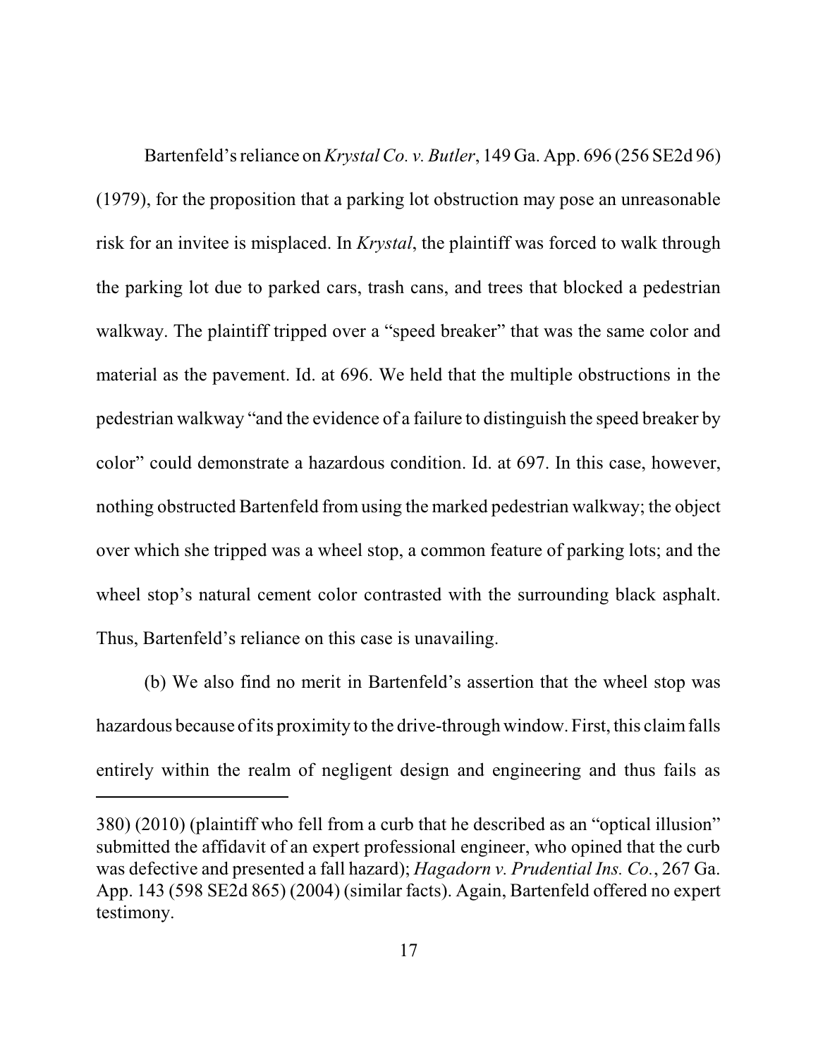Bartenfeld's reliance on *Krystal Co. v. Butler*, 149 Ga. App. 696 (256 SE2d 96) (1979), for the proposition that a parking lot obstruction may pose an unreasonable risk for an invitee is misplaced. In *Krystal*, the plaintiff was forced to walk through the parking lot due to parked cars, trash cans, and trees that blocked a pedestrian walkway. The plaintiff tripped over a "speed breaker" that was the same color and material as the pavement. Id. at 696. We held that the multiple obstructions in the pedestrian walkway "and the evidence of a failure to distinguish the speed breaker by color" could demonstrate a hazardous condition. Id. at 697. In this case, however, nothing obstructed Bartenfeld from using the marked pedestrian walkway; the object over which she tripped was a wheel stop, a common feature of parking lots; and the wheel stop's natural cement color contrasted with the surrounding black asphalt. Thus, Bartenfeld's reliance on this case is unavailing.

(b) We also find no merit in Bartenfeld's assertion that the wheel stop was hazardous because of its proximity to the drive-through window. First, this claim falls entirely within the realm of negligent design and engineering and thus fails as

---

380) (2010) (plaintiff who fell from a curb that he described as an "optical illusion" submitted the affidavit of an expert professional engineer, who opined that the curb was defective and presented a fall hazard); *Hagadorn v. Prudential Ins. Co.*, 267 Ga. App. 143 (598 SE2d 865) (2004) (similar facts). Again, Bartenfeld offered no expert testimony.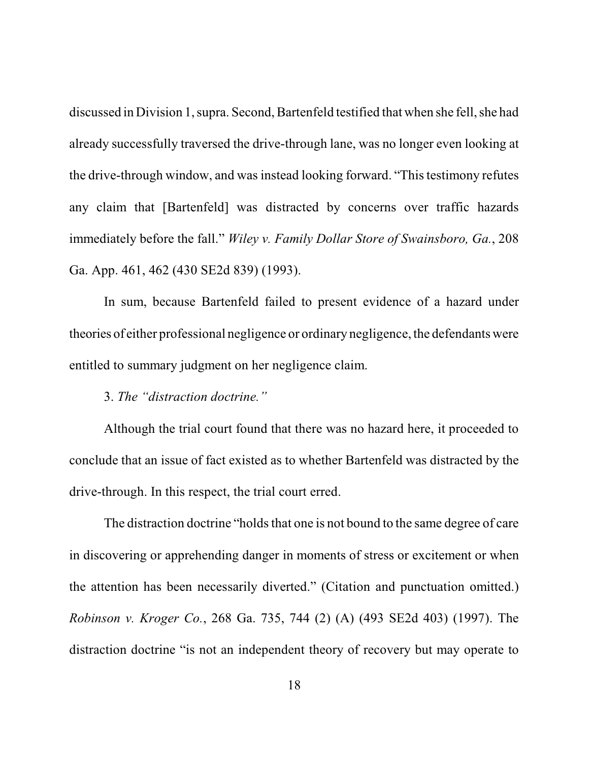discussed in Division 1, supra. Second, Bartenfeld testified that when she fell, she had already successfully traversed the drive-through lane, was no longer even looking at the drive-through window, and was instead looking forward. "This testimony refutes any claim that [Bartenfeld] was distracted by concerns over traffic hazards immediately before the fall." *Wiley v. Family Dollar Store of Swainsboro, Ga.*, 208 Ga. App. 461, 462 (430 SE2d 839) (1993).

In sum, because Bartenfeld failed to present evidence of a hazard under theories of either professional negligence or ordinary negligence, the defendants were entitled to summary judgment on her negligence claim.

3. *The "distraction doctrine."*

Although the trial court found that there was no hazard here, it proceeded to conclude that an issue of fact existed as to whether Bartenfeld was distracted by the drive-through. In this respect, the trial court erred.

The distraction doctrine "holds that one is not bound to the same degree of care in discovering or apprehending danger in moments of stress or excitement or when the attention has been necessarily diverted." (Citation and punctuation omitted.) *Robinson v. Kroger Co.*, 268 Ga. 735, 744 (2) (A) (493 SE2d 403) (1997). The distraction doctrine "is not an independent theory of recovery but may operate to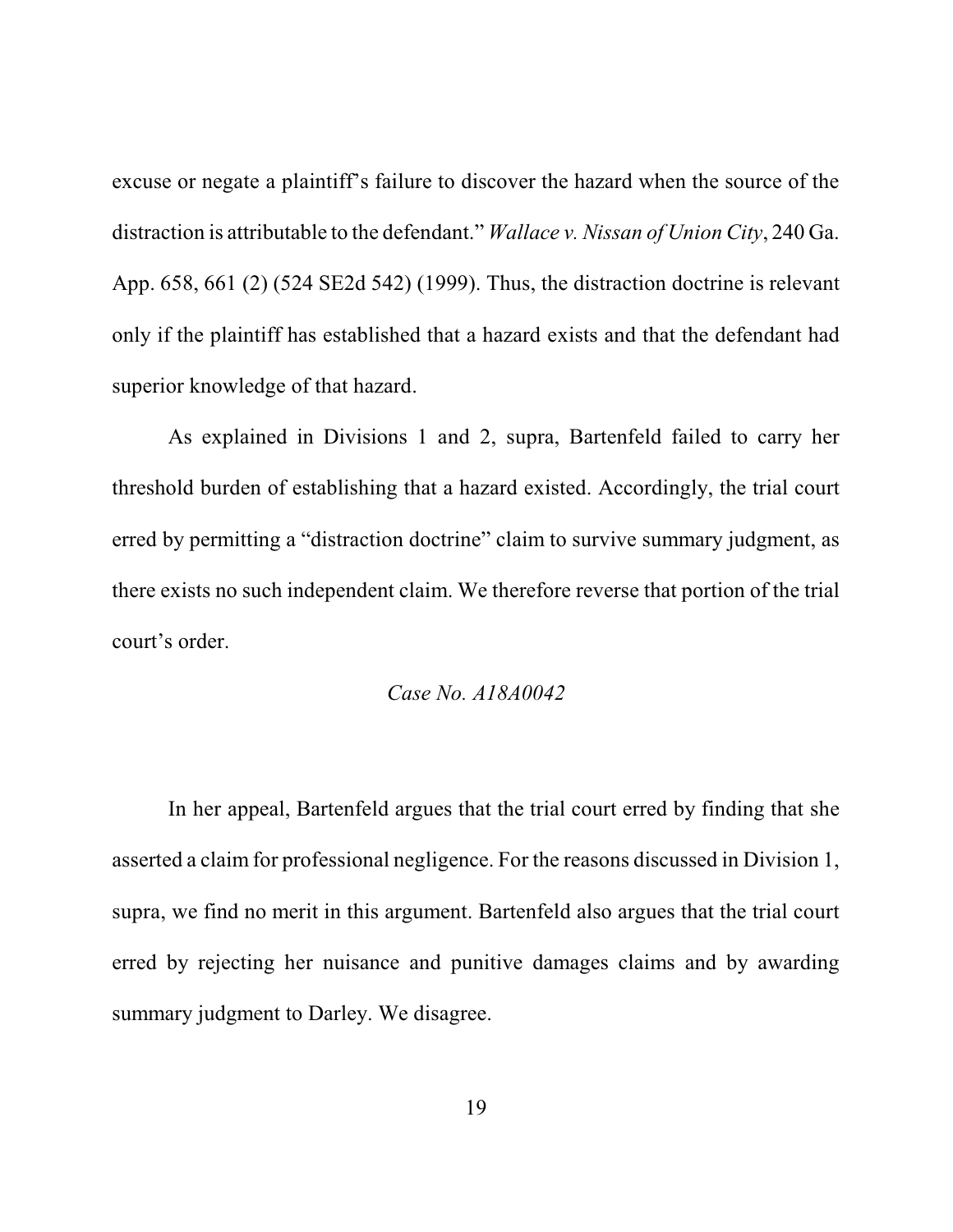excuse or negate a plaintiff's failure to discover the hazard when the source of the distraction is attributable to the defendant." *Wallace v. Nissan of Union City*, 240 Ga. App. 658, 661 (2) (524 SE2d 542) (1999). Thus, the distraction doctrine is relevant only if the plaintiff has established that a hazard exists and that the defendant had superior knowledge of that hazard.

As explained in Divisions 1 and 2, supra, Bartenfeld failed to carry her threshold burden of establishing that a hazard existed. Accordingly, the trial court erred by permitting a "distraction doctrine" claim to survive summary judgment, as there exists no such independent claim. We therefore reverse that portion of the trial court's order.

*Case No. A18A0042*

In her appeal, Bartenfeld argues that the trial court erred by finding that she asserted a claim for professional negligence. For the reasons discussed in Division 1, supra, we find no merit in this argument. Bartenfeld also argues that the trial court erred by rejecting her nuisance and punitive damages claims and by awarding summary judgment to Darley. We disagree.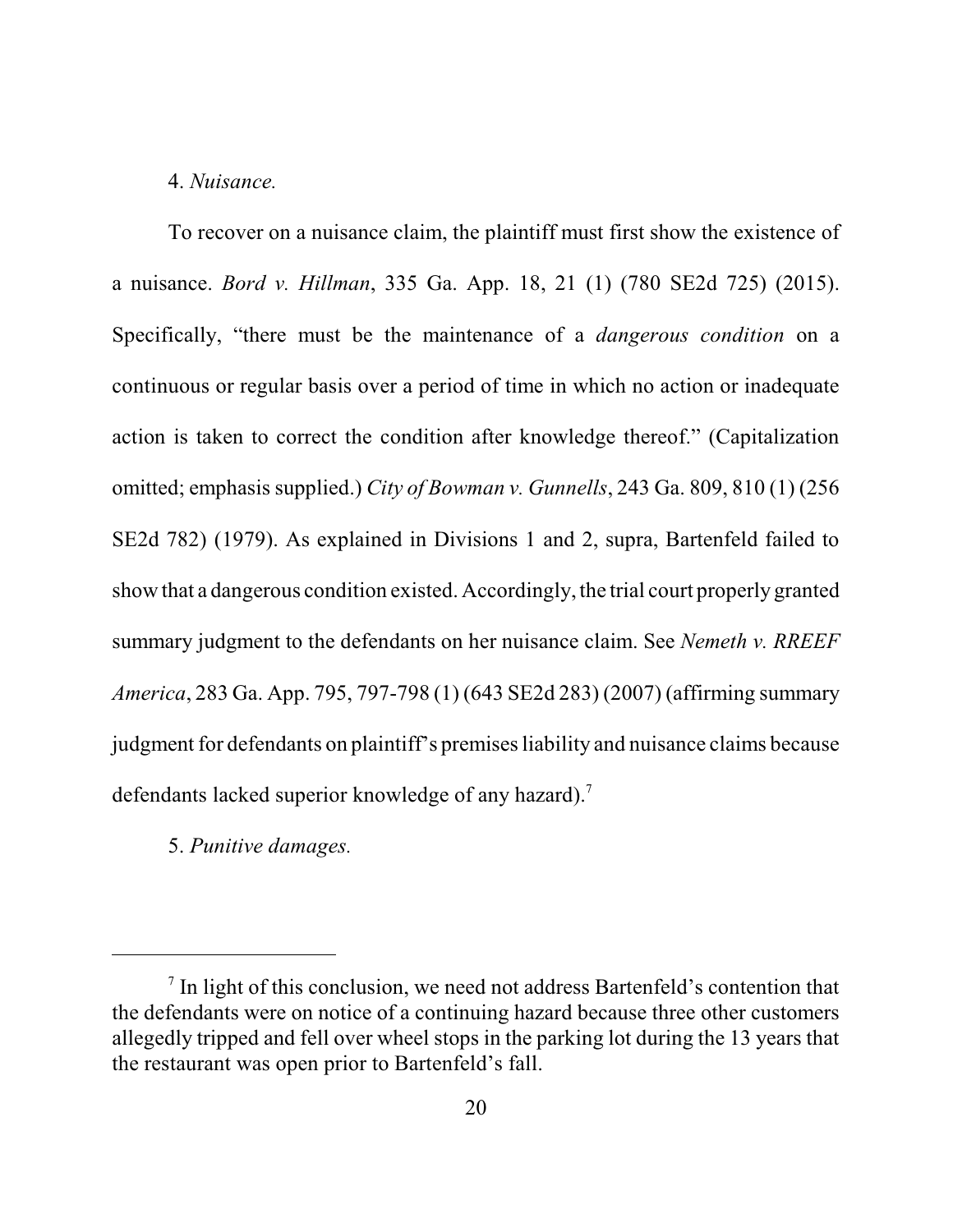4. *Nuisance.*

To recover on a nuisance claim, the plaintiff must first show the existence of a nuisance. *Bord v. Hillman*, 335 Ga. App. 18, 21 (1) (780 SE2d 725) (2015). Specifically, "there must be the maintenance of a *dangerous condition* on a continuous or regular basis over a period of time in which no action or inadequate action is taken to correct the condition after knowledge thereof." (Capitalization omitted; emphasis supplied.) *City of Bowman v. Gunnells*, 243 Ga. 809, 810 (1) (256 SE2d 782) (1979). As explained in Divisions 1 and 2, supra, Bartenfeld failed to show that a dangerous condition existed. Accordingly, the trial court properly granted summary judgment to the defendants on her nuisance claim. See *Nemeth v. RREEF America*, 283 Ga. App. 795, 797-798 (1) (643 SE2d 283) (2007) (affirming summary judgment for defendants on plaintiff's premises liability and nuisance claims because defendants lacked superior knowledge of any hazard).[7]

5. *Punitive damages.*

---

[7] In light of this conclusion, we need not address Bartenfeld's contention that the defendants were on notice of a continuing hazard because three other customers allegedly tripped and fell over wheel stops in the parking lot during the 13 years that the restaurant was open prior to Bartenfeld's fall.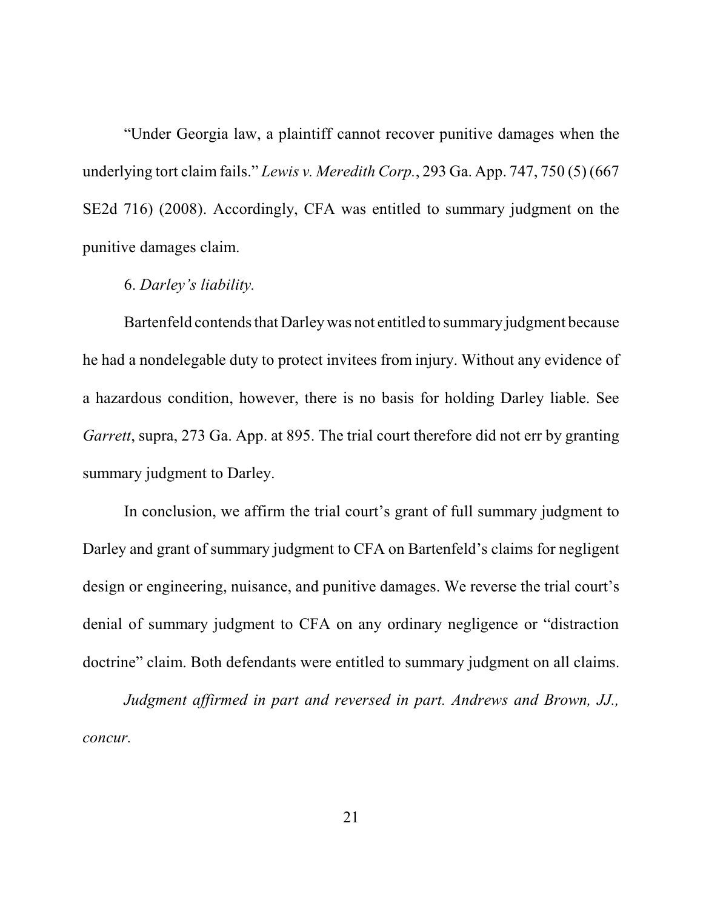"Under Georgia law, a plaintiff cannot recover punitive damages when the underlying tort claim fails." *Lewis v. Meredith Corp.*, 293 Ga. App. 747, 750 (5) (667 SE2d 716) (2008). Accordingly, CFA was entitled to summary judgment on the punitive damages claim.

6. *Darley's liability.*

Bartenfeld contends that Darley was not entitled to summary judgment because he had a nondelegable duty to protect invitees from injury. Without any evidence of a hazardous condition, however, there is no basis for holding Darley liable. See *Garrett*, supra, 273 Ga. App. at 895. The trial court therefore did not err by granting summary judgment to Darley.

In conclusion, we affirm the trial court's grant of full summary judgment to Darley and grant of summary judgment to CFA on Bartenfeld's claims for negligent design or engineering, nuisance, and punitive damages. We reverse the trial court's denial of summary judgment to CFA on any ordinary negligence or "distraction doctrine" claim. Both defendants were entitled to summary judgment on all claims.

*Judgment affirmed in part and reversed in part. Andrews and Brown, JJ., concur.*